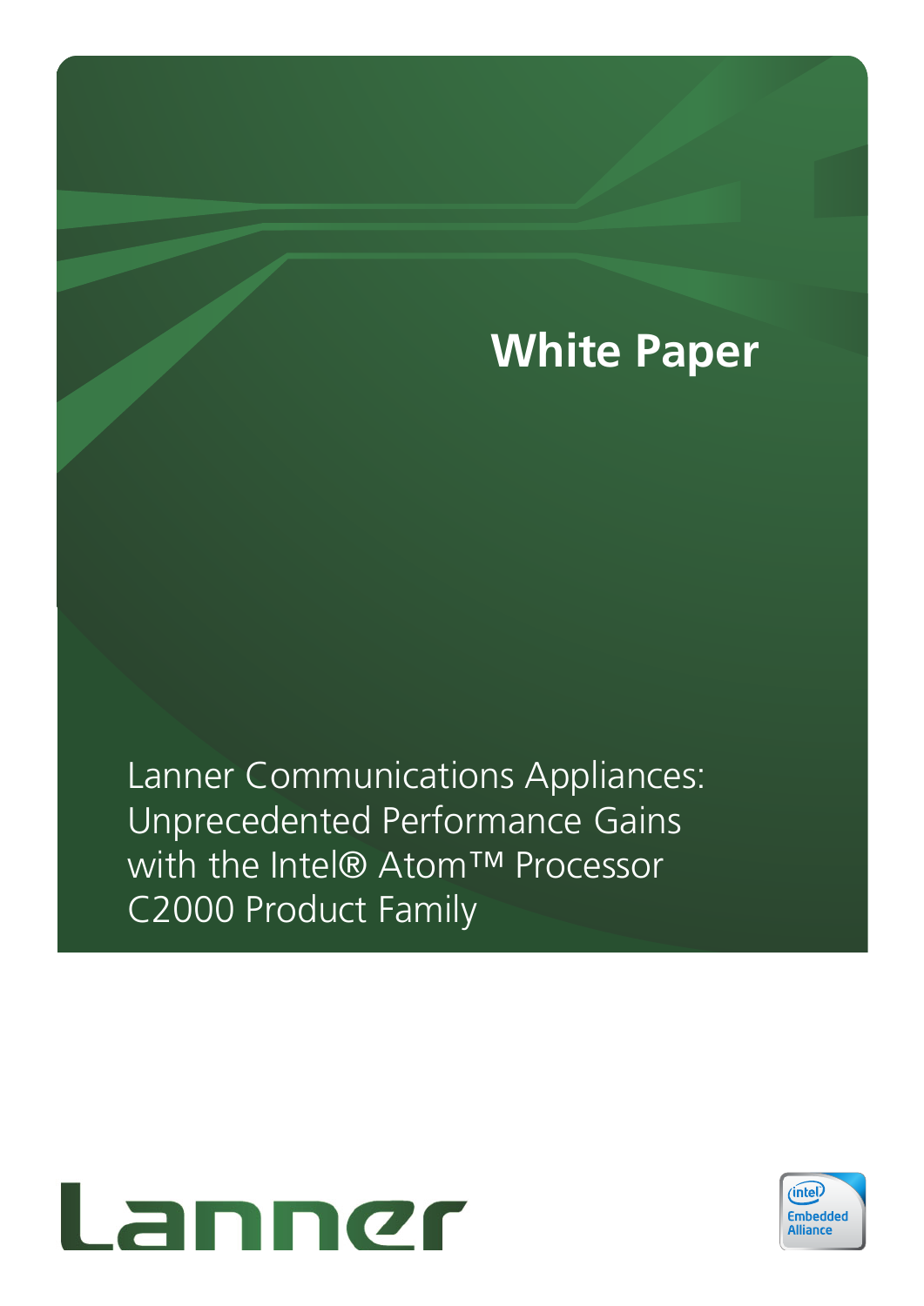White Paper

# Lanner Communications Appliances: Unprecedented Performance Gains with the Intel® Atom™ Processor C2000 Product Family

Lanner

Intel Embedded Alliance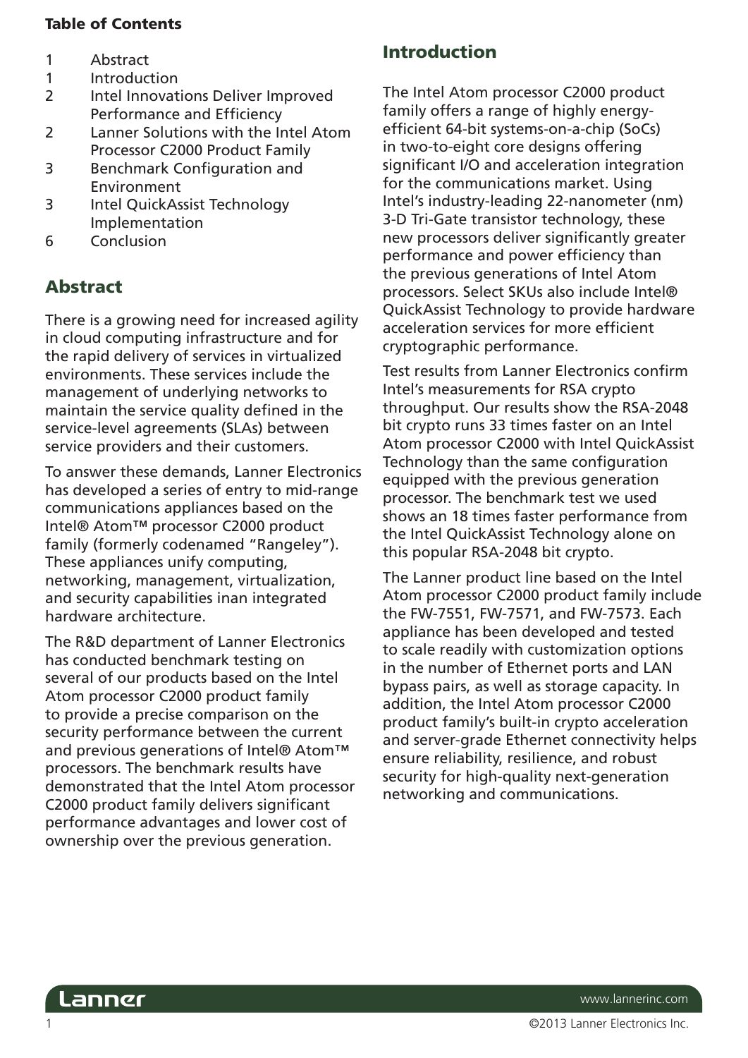**Table of Contents**

1 Abstract
1 Introduction
2 Intel Innovations Deliver Improved Performance and Efficiency
2 Lanner Solutions with the Intel Atom Processor C2000 Product Family
3 Benchmark Configuration and Environment
3 Intel QuickAssist Technology Implementation
6 Conclusion

## Abstract

There is a growing need for increased agility in cloud computing infrastructure and for the rapid delivery of services in virtualized environments. These services include the management of underlying networks to maintain the service quality defined in the service-level agreements (SLAs) between service providers and their customers.

To answer these demands, Lanner Electronics has developed a series of entry to mid-range communications appliances based on the Intel® Atom™ processor C2000 product family (formerly codenamed “Rangeley”). These appliances unify computing, networking, management, virtualization, and security capabilities inan integrated hardware architecture.

The R&D department of Lanner Electronics has conducted benchmark testing on several of our products based on the Intel Atom processor C2000 product family to provide a precise comparison on the security performance between the current and previous generations of Intel® Atom™ processors. The benchmark results have demonstrated that the Intel Atom processor C2000 product family delivers significant performance advantages and lower cost of ownership over the previous generation.

## Introduction

The Intel Atom processor C2000 product family offers a range of highly energy-efficient 64-bit systems-on-a-chip (SoCs) in two-to-eight core designs offering significant I/O and acceleration integration for the communications market. Using Intel’s industry-leading 22-nanometer (nm) 3-D Tri-Gate transistor technology, these new processors deliver significantly greater performance and power efficiency than the previous generations of Intel Atom processors. Select SKUs also include Intel® QuickAssist Technology to provide hardware acceleration services for more efficient cryptographic performance.

Test results from Lanner Electronics confirm Intel’s measurements for RSA crypto throughput. Our results show the RSA-2048 bit crypto runs 33 times faster on an Intel Atom processor C2000 with Intel QuickAssist Technology than the same configuration equipped with the previous generation processor. The benchmark test we used shows an 18 times faster performance from the Intel QuickAssist Technology alone on this popular RSA-2048 bit crypto.

The Lanner product line based on the Intel Atom processor C2000 product family include the FW-7551, FW-7571, and FW-7573. Each appliance has been developed and tested to scale readily with customization options in the number of Ethernet ports and LAN bypass pairs, as well as storage capacity. In addition, the Intel Atom processor C2000 product family’s built-in crypto acceleration and server-grade Ethernet connectivity helps ensure reliability, resilience, and robust security for high-quality next-generation networking and communications.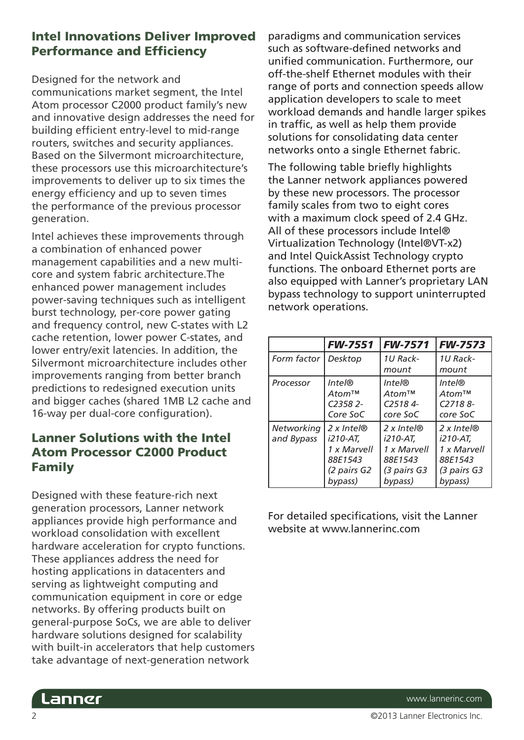## Intel Innovations Deliver Improved Performance and Efficiency

Designed for the network and communications market segment, the Intel Atom processor C2000 product family's new and innovative design addresses the need for building efficient entry-level to mid-range routers, switches and security appliances. Based on the Silvermont microarchitecture, these processors use this microarchitecture's improvements to deliver up to six times the energy efficiency and up to seven times the performance of the previous processor generation.

Intel achieves these improvements through a combination of enhanced power management capabilities and a new multi-core and system fabric architecture.The enhanced power management includes power-saving techniques such as intelligent burst technology, per-core power gating and frequency control, new C-states with L2 cache retention, lower power C-states, and lower entry/exit latencies. In addition, the Silvermont microarchitecture includes other improvements ranging from better branch predictions to redesigned execution units and bigger caches (shared 1MB L2 cache and 16-way per dual-core configuration).

## Lanner Solutions with the Intel Atom Processor C2000 Product Family

Designed with these feature-rich next generation processors, Lanner network appliances provide high performance and workload consolidation with excellent hardware acceleration for crypto functions. These appliances address the need for hosting applications in datacenters and serving as lightweight computing and communication equipment in core or edge networks. By offering products built on general-purpose SoCs, we are able to deliver hardware solutions designed for scalability with built-in accelerators that help customers take advantage of next-generation network paradigms and communication services such as software-defined networks and unified communication. Furthermore, our off-the-shelf Ethernet modules with their range of ports and connection speeds allow application developers to scale to meet workload demands and handle larger spikes in traffic, as well as help them provide solutions for consolidating data center networks onto a single Ethernet fabric.

The following table briefly highlights the Lanner network appliances powered by these new processors. The processor family scales from two to eight cores with a maximum clock speed of 2.4 GHz. All of these processors include Intel® Virtualization Technology (Intel®VT-x2) and Intel QuickAssist Technology crypto functions. The onboard Ethernet ports are also equipped with Lanner's proprietary LAN bypass technology to support uninterrupted network operations.

| | ***FW-7551*** | ***FW-7571*** | ***FW-7573*** |
|---|---|---|---|
| *Form factor* | *Desktop* | *1U Rack-mount* | *1U Rack-mount* |
| *Processor* | *Intel® Atom™ C2358 2-Core SoC* | *Intel® Atom™ C2518 4-core SoC* | *Intel® Atom™ C2718 8-core SoC* |
| *Networking and Bypass* | *2 x Intel® i210-AT, 1 x Marvell 88E1543 (2 pairs G2 bypass)* | *2 x Intel® i210-AT, 1 x Marvell 88E1543 (3 pairs G3 bypass)* | *2 x Intel® i210-AT, 1 x Marvell 88E1543 (3 pairs G3 bypass)* |

For detailed specifications, visit the Lanner website at www.lannerinc.com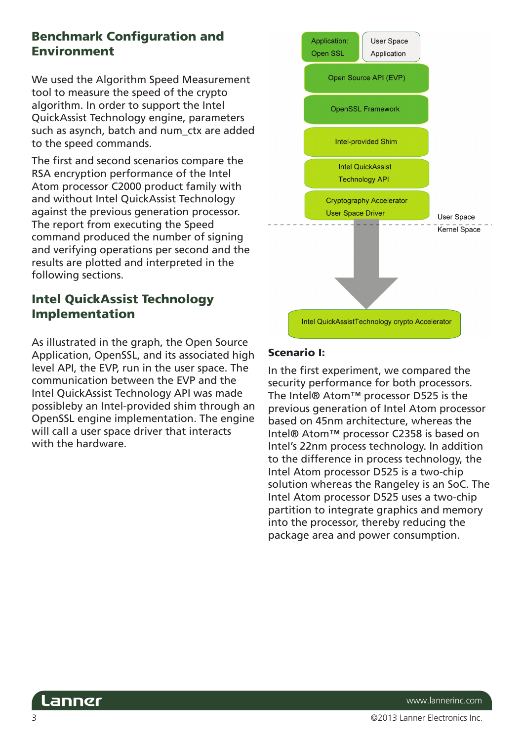## Benchmark Configuration and Environment

We used the Algorithm Speed Measurement tool to measure the speed of the crypto algorithm. In order to support the Intel QuickAssist Technology engine, parameters such as asynch, batch and num_ctx are added to the speed commands.

The first and second scenarios compare the RSA encryption performance of the Intel Atom processor C2000 product family with and without Intel QuickAssist Technology against the previous generation processor. The report from executing the Speed command produced the number of signing and verifying operations per second and the results are plotted and interpreted in the following sections.

## Intel QuickAssist Technology Implementation

As illustrated in the graph, the Open Source Application, OpenSSL, and its associated high level API, the EVP, run in the user space. The communication between the EVP and the Intel QuickAssist Technology API was made possibleby an Intel-provided shim through an OpenSSL engine implementation. The engine will call a user space driver that interacts with the hardware.

Application: Open SSL | User Space Application

Open Source API (EVP)

OpenSSL Framework

Intel-provided Shim

Intel QuickAssist Technology API

Cryptography Accelerator User Space Driver

User Space

Kernel Space

Intel QuickAssistTechnology crypto Accelerator

### Scenario I:

In the first experiment, we compared the security performance for both processors. The Intel® Atom™ processor D525 is the previous generation of Intel Atom processor based on 45nm architecture, whereas the Intel® Atom™ processor C2358 is based on Intel's 22nm process technology. In addition to the difference in process technology, the Intel Atom processor D525 is a two-chip solution whereas the Rangeley is an SoC. The Intel Atom processor D525 uses a two-chip partition to integrate graphics and memory into the processor, thereby reducing the package area and power consumption.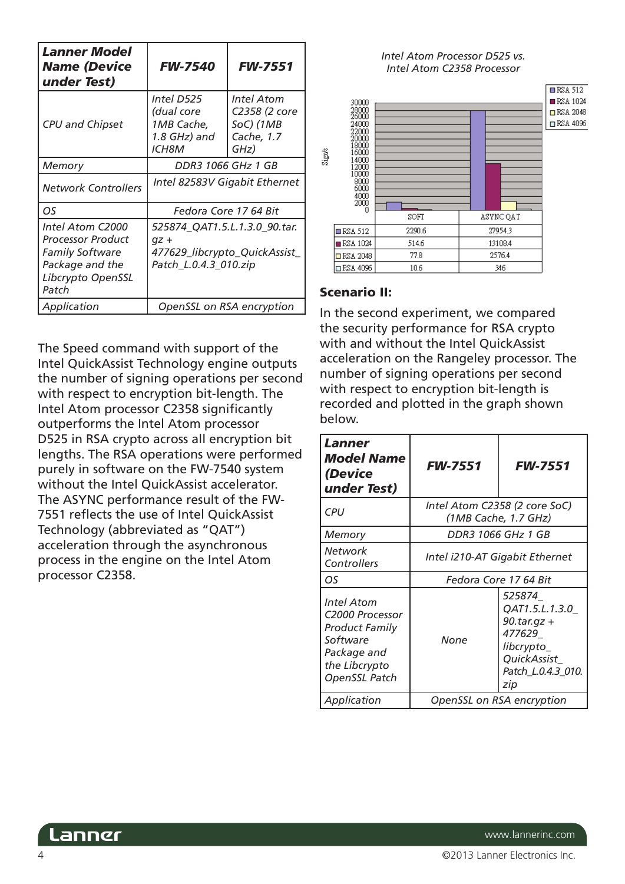| Lanner Model Name (Device under Test) | FW-7540 | FW-7551 |
|---|---|---|
| CPU and Chipset | Intel D525 (dual core 1MB Cache, 1.8 GHz) and ICH8M | Intel Atom C2358 (2 core SoC) (1MB Cache, 1.7 GHz) |
| Memory | DDR3 1066 GHz 1 GB | |
| Network Controllers | Intel 82583V Gigabit Ethernet | |
| OS | Fedora Core 17 64 Bit | |
| Intel Atom C2000 Processor Product Family Software Package and the Libcrypto OpenSSL Patch | 525874_QAT1.5.L.1.3.0_90.tar.gz + 477629_libcrypto_QuickAssist_Patch_L.0.4.3_010.zip | |
| Application | OpenSSL on RSA encryption | |

The Speed command with support of the Intel QuickAssist Technology engine outputs the number of signing operations per second with respect to encryption bit-length. The Intel Atom processor C2358 significantly outperforms the Intel Atom processor D525 in RSA crypto across all encryption bit lengths. The RSA operations were performed purely in software on the FW-7540 system without the Intel QuickAssist accelerator. The ASYNC performance result of the FW-7551 reflects the use of Intel QuickAssist Technology (abbreviated as "QAT") acceleration through the asynchronous process in the engine on the Intel Atom processor C2358.

*Intel Atom Processor D525 vs. Intel Atom C2358 Processor*

| | SOFT | ASYNC QAT |
|---|---|---|
| RSA 512 | 2290.6 | 27954.3 |
| RSA 1024 | 514.6 | 13108.4 |
| RSA 2048 | 77.8 | 2576.4 |
| RSA 4096 | 10.6 | 346 |

### Scenario II:

In the second experiment, we compared the security performance for RSA crypto with and without the Intel QuickAssist acceleration on the Rangeley processor. The number of signing operations per second with respect to encryption bit-length is recorded and plotted in the graph shown below.

| Lanner Model Name (Device under Test) | FW-7551 | FW-7551 |
|---|---|---|
| CPU | Intel Atom C2358 (2 core SoC) (1MB Cache, 1.7 GHz) | |
| Memory | DDR3 1066 GHz 1 GB | |
| Network Controllers | Intel i210-AT Gigabit Ethernet | |
| OS | Fedora Core 17 64 Bit | |
| Intel Atom C2000 Processor Product Family Software Package and the Libcrypto OpenSSL Patch | None | 525874_QAT1.5.L.1.3.0_90.tar.gz + 477629_libcrypto_QuickAssist_Patch_L.0.4.3_010.zip |
| Application | OpenSSL on RSA encryption | |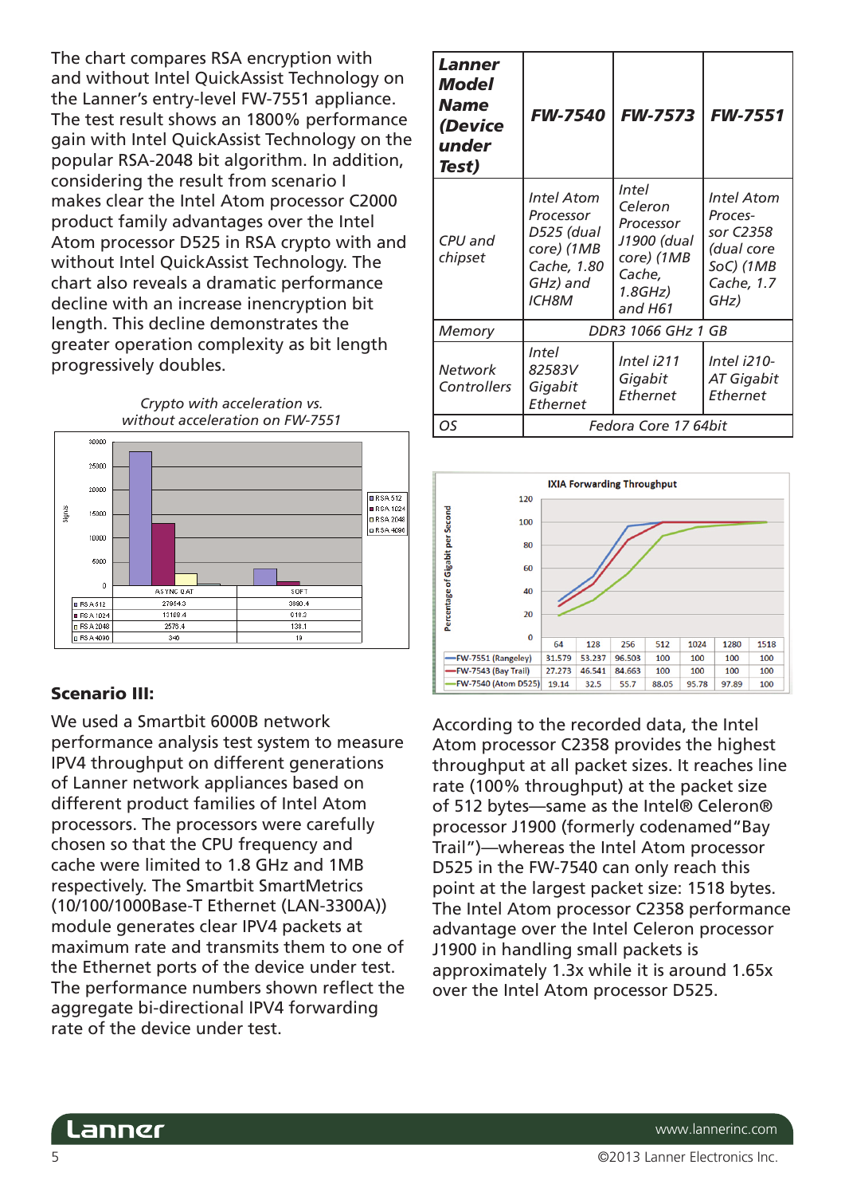The chart compares RSA encryption with and without Intel QuickAssist Technology on the Lanner's entry-level FW-7551 appliance. The test result shows an 1800% performance gain with Intel QuickAssist Technology on the popular RSA-2048 bit algorithm. In addition, considering the result from scenario I makes clear the Intel Atom processor C2000 product family advantages over the Intel Atom processor D525 in RSA crypto with and without Intel QuickAssist Technology. The chart also reveals a dramatic performance decline with an increase inencryption bit length. This decline demonstrates the greater operation complexity as bit length progressively doubles.

*Crypto with acceleration vs. without acceleration on FW-7551*

| | ASYNC QAT | SOFT |
|---|---|---|
| RSA 512 | 27854.3 | 3090.4 |
| RSA 1024 | 13109.4 | 918.3 |
| RSA 2048 | 2578.4 | 138.1 |
| RSA 4096 | 340 | 19 |

### Scenario III:

We used a Smartbit 6000B network performance analysis test system to measure IPV4 throughput on different generations of Lanner network appliances based on different product families of Intel Atom processors. The processors were carefully chosen so that the CPU frequency and cache were limited to 1.8 GHz and 1MB respectively. The Smartbit SmartMetrics (10/100/1000Base-T Ethernet (LAN-3300A)) module generates clear IPV4 packets at maximum rate and transmits them to one of the Ethernet ports of the device under test. The performance numbers shown reflect the aggregate bi-directional IPV4 forwarding rate of the device under test.

| ***Lanner Model Name (Device under Test)*** | ***FW-7540*** | ***FW-7573*** | ***FW-7551*** |
|---|---|---|---|
| *CPU and chipset* | *Intel Atom Processor D525 (dual core) (1MB Cache, 1.80 GHz) and ICH8M* | *Intel Celeron Processor J1900 (dual core) (1MB Cache, 1.8GHz) and H61* | *Intel Atom Processor C2358 (dual core SoC) (1MB Cache, 1.7 GHz)* |
| *Memory* | *DDR3 1066 GHz 1 GB* | | |
| *Network Controllers* | *Intel 82583V Gigabit Ethernet* | *Intel i211 Gigabit Ethernet* | *Intel i210-AT Gigabit Ethernet* |
| *OS* | *Fedora Core 17 64bit* | | |

**IXIA Forwarding Throughput** (Percentage of Gigabit per Second)

| | 64 | 128 | 256 | 512 | 1024 | 1280 | 1518 |
|---|---|---|---|---|---|---|---|
| FW-7551 (Rangeley) | 31.579 | 53.237 | 96.503 | 100 | 100 | 100 | 100 |
| FW-7543 (Bay Trail) | 27.273 | 46.541 | 84.663 | 100 | 100 | 100 | 100 |
| FW-7540 (Atom D525) | 19.14 | 32.5 | 55.7 | 88.05 | 95.78 | 97.89 | 100 |

According to the recorded data, the Intel Atom processor C2358 provides the highest throughput at all packet sizes. It reaches line rate (100% throughput) at the packet size of 512 bytes—same as the Intel® Celeron® processor J1900 (formerly codenamed "Bay Trail")—whereas the Intel Atom processor D525 in the FW-7540 can only reach this point at the largest packet size: 1518 bytes. The Intel Atom processor C2358 performance advantage over the Intel Celeron processor J1900 in handling small packets is approximately 1.3x while it is around 1.65x over the Intel Atom processor D525.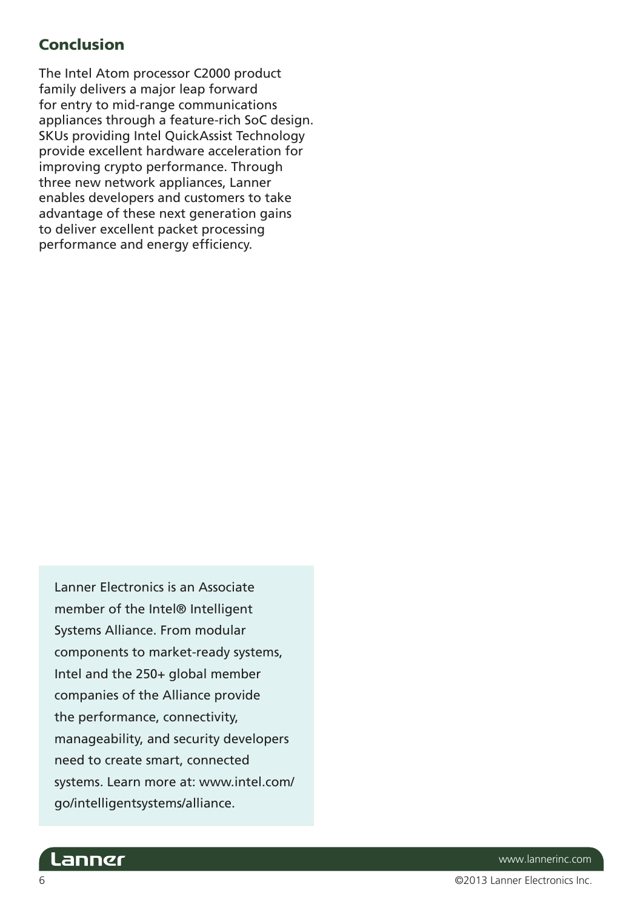## Conclusion

The Intel Atom processor C2000 product family delivers a major leap forward for entry to mid-range communications appliances through a feature-rich SoC design. SKUs providing Intel QuickAssist Technology provide excellent hardware acceleration for improving crypto performance. Through three new network appliances, Lanner enables developers and customers to take advantage of these next generation gains to deliver excellent packet processing performance and energy efficiency.

Lanner Electronics is an Associate member of the Intel® Intelligent Systems Alliance. From modular components to market-ready systems, Intel and the 250+ global member companies of the Alliance provide the performance, connectivity, manageability, and security developers need to create smart, connected systems. Learn more at: www.intel.com/go/intelligentsystems/alliance.